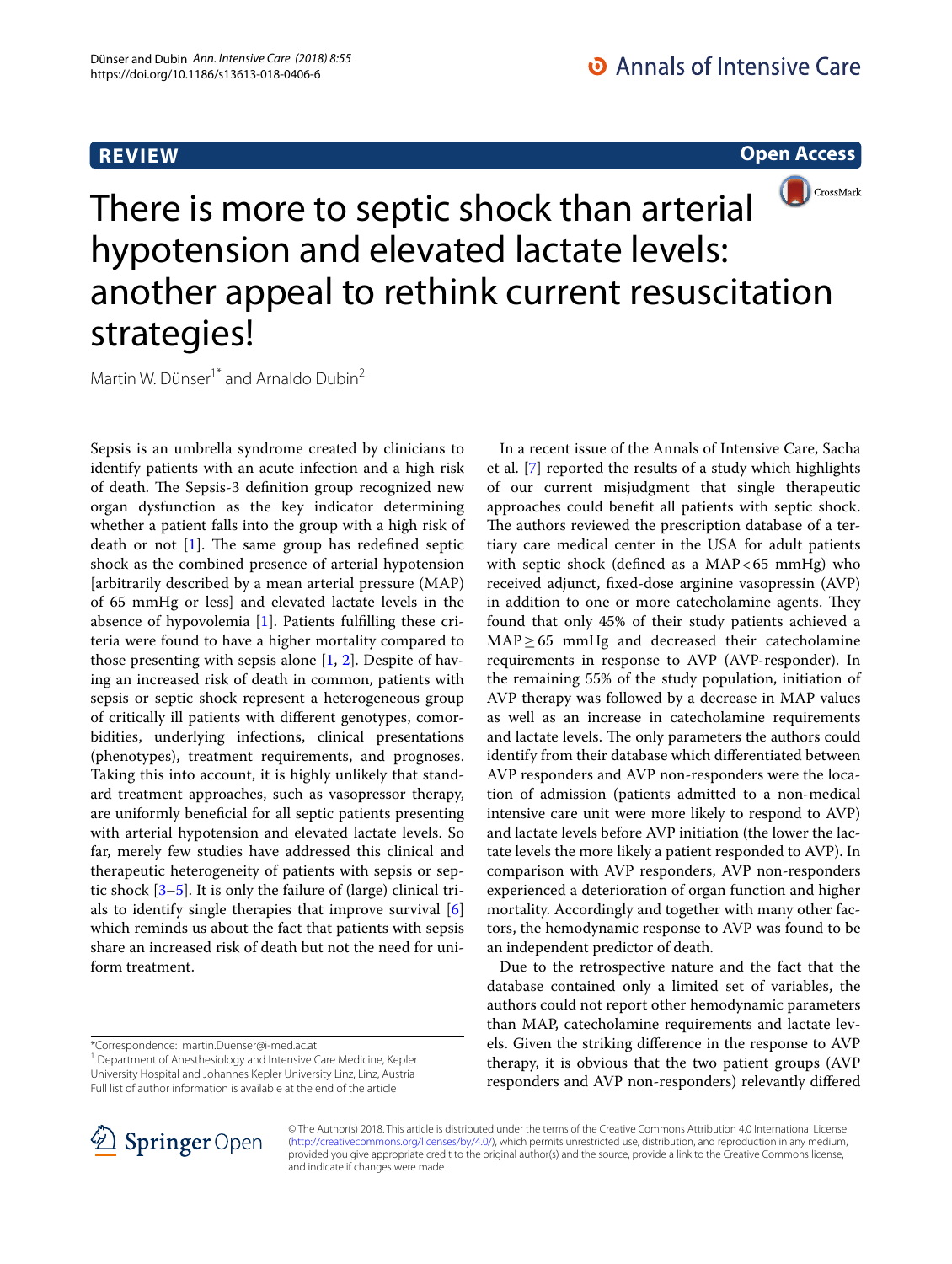REVIEW

Open Access

# There is more to septic shock than arterial hypotension and elevated lactate levels: another appeal to rethink current resuscitation strategies!

Martin W. Dünser[1*] and Arnaldo Dubin[2]

Sepsis is an umbrella syndrome created by clinicians to identify patients with an acute infection and a high risk of death. The Sepsis-3 definition group recognized new organ dysfunction as the key indicator determining whether a patient falls into the group with a high risk of death or not [1]. The same group has redefined septic shock as the combined presence of arterial hypotension [arbitrarily described by a mean arterial pressure (MAP) of 65 mmHg or less] and elevated lactate levels in the absence of hypovolemia [1]. Patients fulfilling these criteria were found to have a higher mortality compared to those presenting with sepsis alone [1, 2]. Despite of having an increased risk of death in common, patients with sepsis or septic shock represent a heterogeneous group of critically ill patients with different genotypes, comorbidities, underlying infections, clinical presentations (phenotypes), treatment requirements, and prognoses. Taking this into account, it is highly unlikely that standard treatment approaches, such as vasopressor therapy, are uniformly beneficial for all septic patients presenting with arterial hypotension and elevated lactate levels. So far, merely few studies have addressed this clinical and therapeutic heterogeneity of patients with sepsis or septic shock [3–5]. It is only the failure of (large) clinical trials to identify single therapies that improve survival [6] which reminds us about the fact that patients with sepsis share an increased risk of death but not the need for uniform treatment.

In a recent issue of the Annals of Intensive Care, Sacha et al. [7] reported the results of a study which highlights of our current misjudgment that single therapeutic approaches could benefit all patients with septic shock. The authors reviewed the prescription database of a tertiary care medical center in the USA for adult patients with septic shock (defined as a MAP < 65 mmHg) who received adjunct, fixed-dose arginine vasopressin (AVP) in addition to one or more catecholamine agents. They found that only 45% of their study patients achieved a MAP ≥ 65 mmHg and decreased their catecholamine requirements in response to AVP (AVP-responder). In the remaining 55% of the study population, initiation of AVP therapy was followed by a decrease in MAP values as well as an increase in catecholamine requirements and lactate levels. The only parameters the authors could identify from their database which differentiated between AVP responders and AVP non-responders were the location of admission (patients admitted to a non-medical intensive care unit were more likely to respond to AVP) and lactate levels before AVP initiation (the lower the lactate levels the more likely a patient responded to AVP). In comparison with AVP responders, AVP non-responders experienced a deterioration of organ function and higher mortality. Accordingly and together with many other factors, the hemodynamic response to AVP was found to be an independent predictor of death.

Due to the retrospective nature and the fact that the database contained only a limited set of variables, the authors could not report other hemodynamic parameters than MAP, catecholamine requirements and lactate levels. Given the striking difference in the response to AVP therapy, it is obvious that the two patient groups (AVP responders and AVP non-responders) relevantly differed

*Correspondence: martin.Duenser@i-med.ac.at
[1] Department of Anesthesiology and Intensive Care Medicine, Kepler University Hospital and Johannes Kepler University Linz, Linz, Austria
Full list of author information is available at the end of the article

© The Author(s) 2018. This article is distributed under the terms of the Creative Commons Attribution 4.0 International License (http://creativecommons.org/licenses/by/4.0/), which permits unrestricted use, distribution, and reproduction in any medium, provided you give appropriate credit to the original author(s) and the source, provide a link to the Creative Commons license, and indicate if changes were made.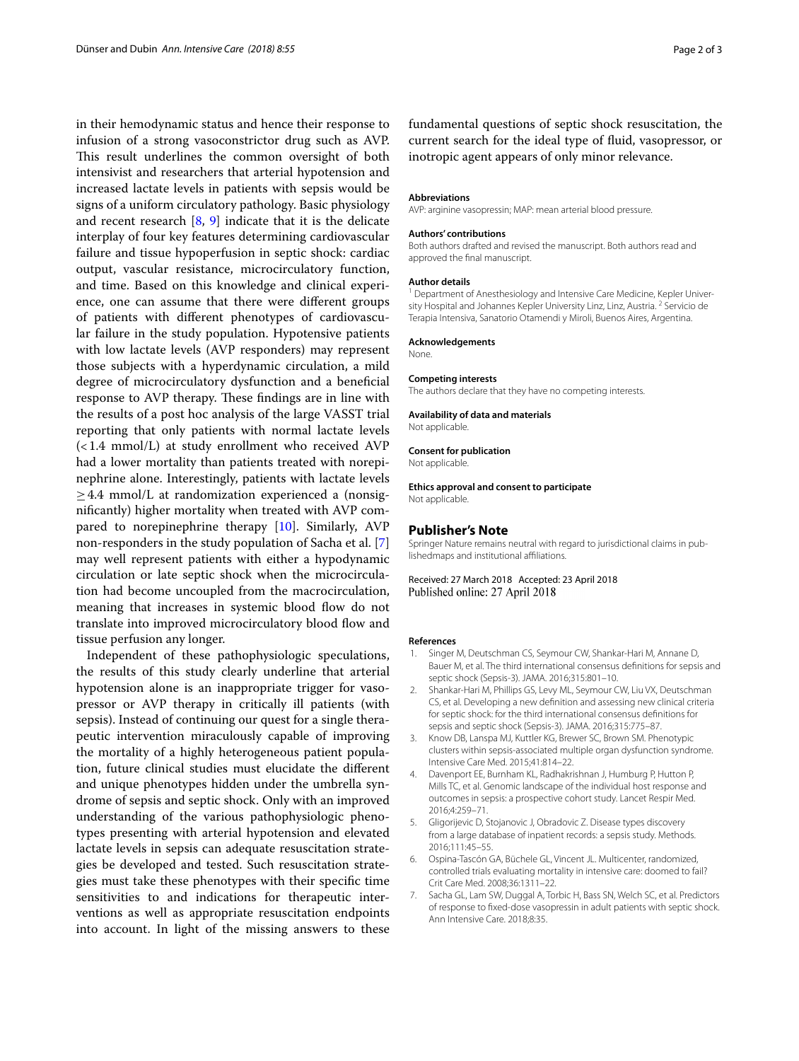in their hemodynamic status and hence their response to infusion of a strong vasoconstrictor drug such as AVP. This result underlines the common oversight of both intensivist and researchers that arterial hypotension and increased lactate levels in patients with sepsis would be signs of a uniform circulatory pathology. Basic physiology and recent research [8, 9] indicate that it is the delicate interplay of four key features determining cardiovascular failure and tissue hypoperfusion in septic shock: cardiac output, vascular resistance, microcirculatory function, and time. Based on this knowledge and clinical experience, one can assume that there were different groups of patients with different phenotypes of cardiovascular failure in the study population. Hypotensive patients with low lactate levels (AVP responders) may represent those subjects with a hyperdynamic circulation, a mild degree of microcirculatory dysfunction and a beneficial response to AVP therapy. These findings are in line with the results of a post hoc analysis of the large VASST trial reporting that only patients with normal lactate levels (< 1.4 mmol/L) at study enrollment who received AVP had a lower mortality than patients treated with norepinephrine alone. Interestingly, patients with lactate levels ≥ 4.4 mmol/L at randomization experienced a (nonsignificantly) higher mortality when treated with AVP compared to norepinephrine therapy [10]. Similarly, AVP non-responders in the study population of Sacha et al. [7] may well represent patients with either a hypodynamic circulation or late septic shock when the microcirculation had become uncoupled from the macrocirculation, meaning that increases in systemic blood flow do not translate into improved microcirculatory blood flow and tissue perfusion any longer.

Independent of these pathophysiologic speculations, the results of this study clearly underline that arterial hypotension alone is an inappropriate trigger for vasopressor or AVP therapy in critically ill patients (with sepsis). Instead of continuing our quest for a single therapeutic intervention miraculously capable of improving the mortality of a highly heterogeneous patient population, future clinical studies must elucidate the different and unique phenotypes hidden under the umbrella syndrome of sepsis and septic shock. Only with an improved understanding of the various pathophysiologic phenotypes presenting with arterial hypotension and elevated lactate levels in sepsis can adequate resuscitation strategies be developed and tested. Such resuscitation strategies must take these phenotypes with their specific time sensitivities to and indications for therapeutic interventions as well as appropriate resuscitation endpoints into account. In light of the missing answers to these fundamental questions of septic shock resuscitation, the current search for the ideal type of fluid, vasopressor, or inotropic agent appears of only minor relevance.

#### Abbreviations
AVP: arginine vasopressin; MAP: mean arterial blood pressure.

#### Authors' contributions
Both authors drafted and revised the manuscript. Both authors read and approved the final manuscript.

#### Author details
[1] Department of Anesthesiology and Intensive Care Medicine, Kepler University Hospital and Johannes Kepler University Linz, Linz, Austria. [2] Servicio de Terapia Intensiva, Sanatorio Otamendi y Miroli, Buenos Aires, Argentina.

#### Acknowledgements
None.

#### Competing interests
The authors declare that they have no competing interests.

#### Availability of data and materials
Not applicable.

#### Consent for publication
Not applicable.

#### Ethics approval and consent to participate
Not applicable.

## Publisher's Note
Springer Nature remains neutral with regard to jurisdictional claims in published maps and institutional affiliations.

Received: 27 March 2018 Accepted: 23 April 2018
Published online: 27 April 2018

#### References
1. Singer M, Deutschman CS, Seymour CW, Shankar-Hari M, Annane D, Bauer M, et al. The third international consensus definitions for sepsis and septic shock (Sepsis-3). JAMA. 2016;315:801–10.
2. Shankar-Hari M, Phillips GS, Levy ML, Seymour CW, Liu VX, Deutschman CS, et al. Developing a new definition and assessing new clinical criteria for septic shock: for the third international consensus definitions for sepsis and septic shock (Sepsis-3). JAMA. 2016;315:775–87.
3. Know DB, Lanspa MJ, Kuttler KG, Brewer SC, Brown SM. Phenotypic clusters within sepsis-associated multiple organ dysfunction syndrome. Intensive Care Med. 2015;41:814–22.
4. Davenport EE, Burnham KL, Radhakrishnan J, Humburg P, Hutton P, Mills TC, et al. Genomic landscape of the individual host response and outcomes in sepsis: a prospective cohort study. Lancet Respir Med. 2016;4:259–71.
5. Gligorijevic D, Stojanovic J, Obradovic Z. Disease types discovery from a large database of inpatient records: a sepsis study. Methods. 2016;111:45–55.
6. Ospina-Tascón GA, Büchele GL, Vincent JL. Multicenter, randomized, controlled trials evaluating mortality in intensive care: doomed to fail? Crit Care Med. 2008;36:1311–22.
7. Sacha GL, Lam SW, Duggal A, Torbic H, Bass SN, Welch SC, et al. Predictors of response to fixed-dose vasopressin in adult patients with septic shock. Ann Intensive Care. 2018;8:35.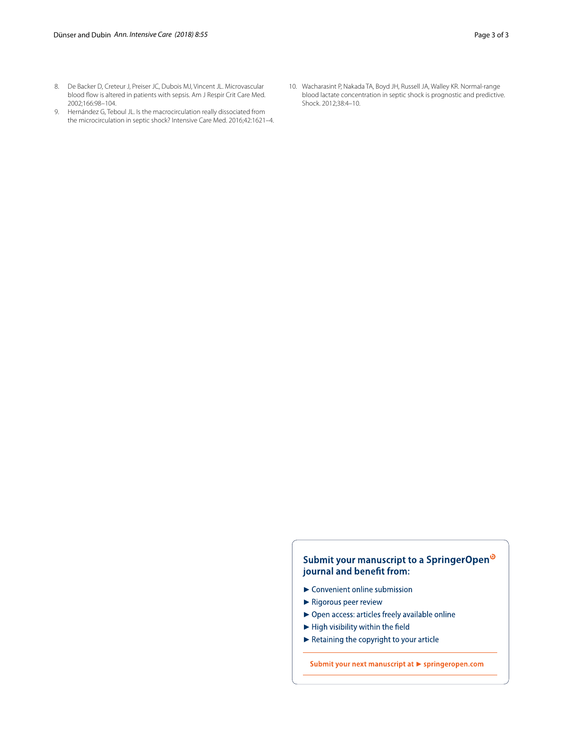8. De Backer D, Creteur J, Preiser JC, Dubois MJ, Vincent JL. Microvascular blood flow is altered in patients with sepsis. Am J Respir Crit Care Med. 2002;166:98–104.
9. Hernández G, Teboul JL. Is the macrocirculation really dissociated from the microcirculation in septic shock? Intensive Care Med. 2016;42:1621–4.
10. Wacharasint P, Nakada TA, Boyd JH, Russell JA, Walley KR. Normal-range blood lactate concentration in septic shock is prognostic and predictive. Shock. 2012;38:4–10.

**Submit your manuscript to a SpringerOpen journal and benefit from:**

- ► Convenient online submission
- ► Rigorous peer review
- ► Open access: articles freely available online
- ► High visibility within the field
- ► Retaining the copyright to your article

**Submit your next manuscript at ► springeropen.com**